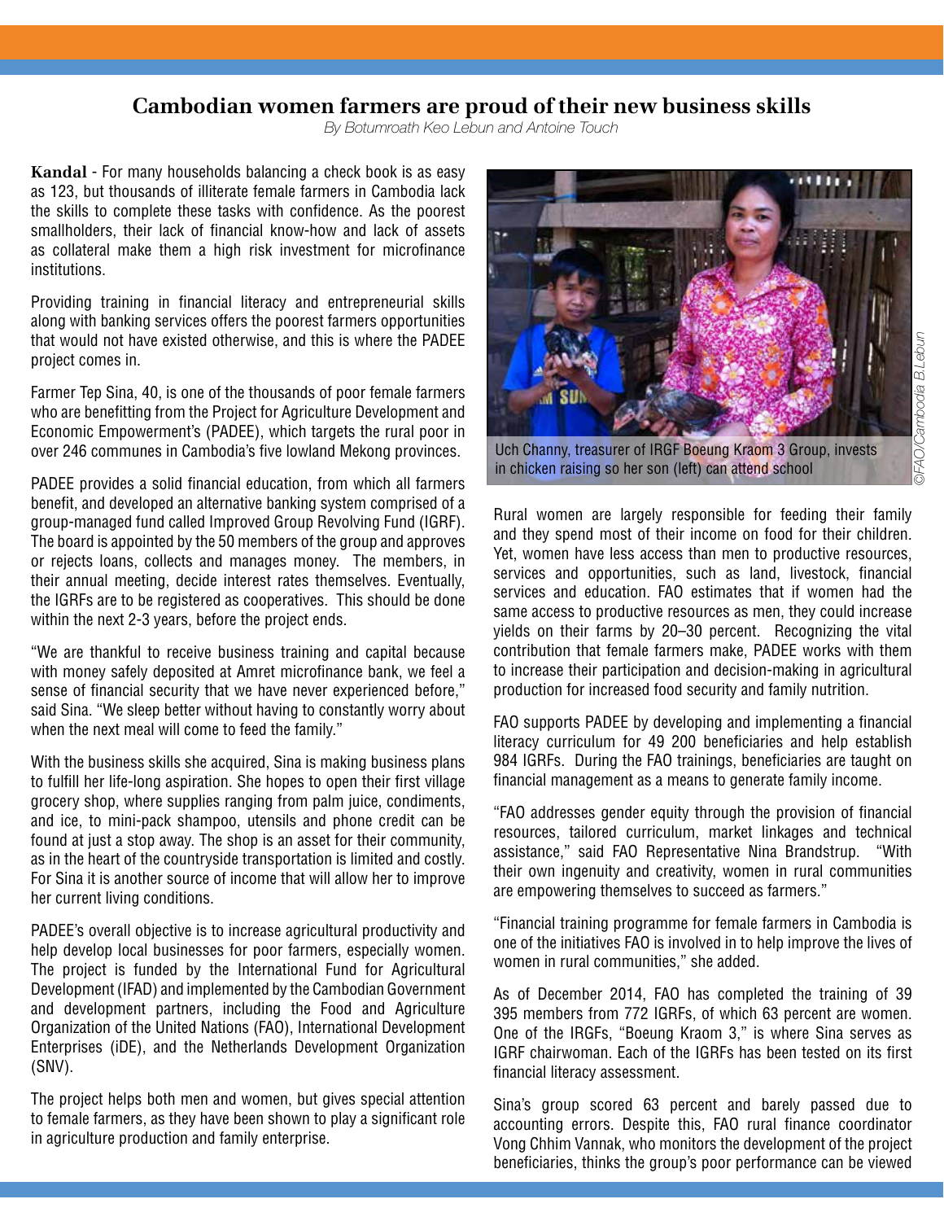# Cambodian women farmers are proud of their new business skills

*By Botumroath Keo Lebun and Antoine Touch*

**Kandal** - For many households balancing a check book is as easy as 123, but thousands of illiterate female farmers in Cambodia lack the skills to complete these tasks with confidence. As the poorest smallholders, their lack of financial know-how and lack of assets as collateral make them a high risk investment for microfinance institutions.

Providing training in financial literacy and entrepreneurial skills along with banking services offers the poorest farmers opportunities that would not have existed otherwise, and this is where the PADEE project comes in.

Farmer Tep Sina, 40, is one of the thousands of poor female farmers who are benefitting from the Project for Agriculture Development and Economic Empowerment's (PADEE), which targets the rural poor in over 246 communes in Cambodia's five lowland Mekong provinces.

PADEE provides a solid financial education, from which all farmers benefit, and developed an alternative banking system comprised of a group-managed fund called Improved Group Revolving Fund (IGRF). The board is appointed by the 50 members of the group and approves or rejects loans, collects and manages money. The members, in their annual meeting, decide interest rates themselves. Eventually, the IGRFs are to be registered as cooperatives. This should be done within the next 2-3 years, before the project ends.

"We are thankful to receive business training and capital because with money safely deposited at Amret microfinance bank, we feel a sense of financial security that we have never experienced before," said Sina. "We sleep better without having to constantly worry about when the next meal will come to feed the family."

With the business skills she acquired, Sina is making business plans to fulfill her life-long aspiration. She hopes to open their first village grocery shop, where supplies ranging from palm juice, condiments, and ice, to mini-pack shampoo, utensils and phone credit can be found at just a stop away. The shop is an asset for their community, as in the heart of the countryside transportation is limited and costly. For Sina it is another source of income that will allow her to improve her current living conditions.

PADEE's overall objective is to increase agricultural productivity and help develop local businesses for poor farmers, especially women. The project is funded by the International Fund for Agricultural Development (IFAD) and implemented by the Cambodian Government and development partners, including the Food and Agriculture Organization of the United Nations (FAO), International Development Enterprises (iDE), and the Netherlands Development Organization (SNV).

The project helps both men and women, but gives special attention to female farmers, as they have been shown to play a significant role in agriculture production and family enterprise.

Uch Channy, treasurer of IRGF Boeung Kraom 3 Group, invests in chicken raising so her son (left) can attend school

©FAO/Cambodia B.Lebun

Rural women are largely responsible for feeding their family and they spend most of their income on food for their children. Yet, women have less access than men to productive resources, services and opportunities, such as land, livestock, financial services and education. FAO estimates that if women had the same access to productive resources as men, they could increase yields on their farms by 20–30 percent. Recognizing the vital contribution that female farmers make, PADEE works with them to increase their participation and decision-making in agricultural production for increased food security and family nutrition.

FAO supports PADEE by developing and implementing a financial literacy curriculum for 49 200 beneficiaries and help establish 984 IGRFs. During the FAO trainings, beneficiaries are taught on financial management as a means to generate family income.

"FAO addresses gender equity through the provision of financial resources, tailored curriculum, market linkages and technical assistance," said FAO Representative Nina Brandstrup. "With their own ingenuity and creativity, women in rural communities are empowering themselves to succeed as farmers."

"Financial training programme for female farmers in Cambodia is one of the initiatives FAO is involved in to help improve the lives of women in rural communities," she added.

As of December 2014, FAO has completed the training of 39 395 members from 772 IGRFs, of which 63 percent are women. One of the IRGFs, "Boeung Kraom 3," is where Sina serves as IGRF chairwoman. Each of the IGRFs has been tested on its first financial literacy assessment.

Sina's group scored 63 percent and barely passed due to accounting errors. Despite this, FAO rural finance coordinator Vong Chhim Vannak, who monitors the development of the project beneficiaries, thinks the group's poor performance can be viewed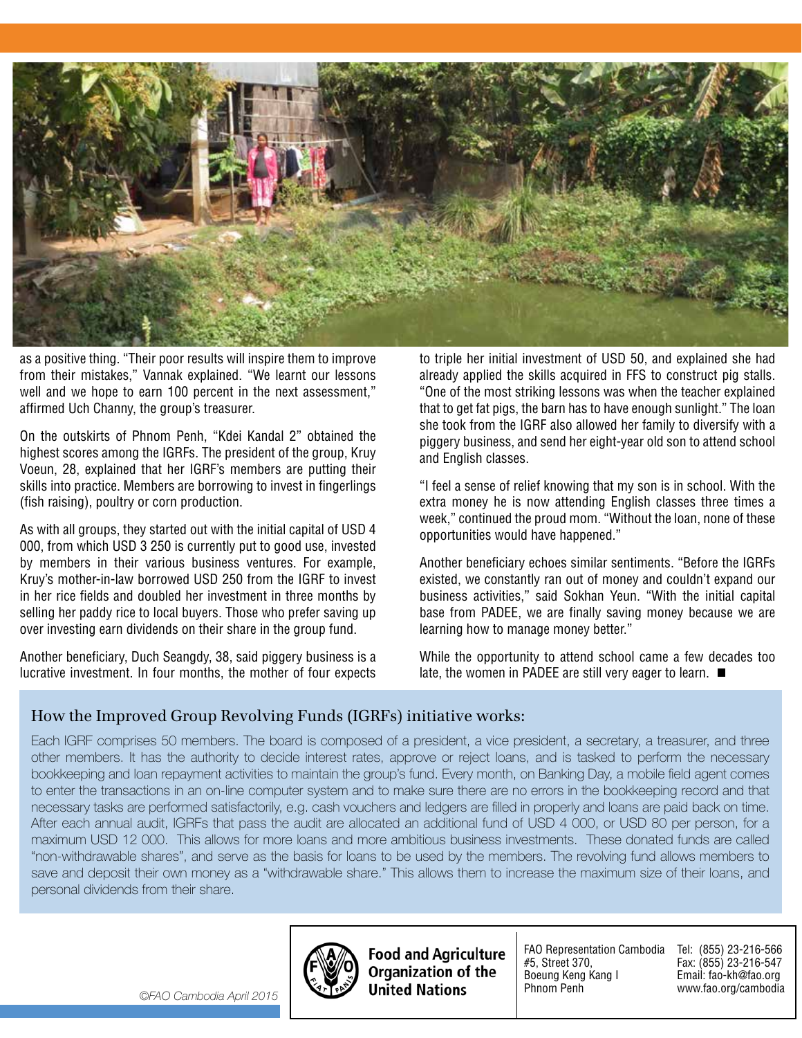as a positive thing. "Their poor results will inspire them to improve from their mistakes," Vannak explained. "We learnt our lessons well and we hope to earn 100 percent in the next assessment," affirmed Uch Channy, the group's treasurer.

On the outskirts of Phnom Penh, "Kdei Kandal 2" obtained the highest scores among the IGRFs. The president of the group, Kruy Voeun, 28, explained that her IGRF's members are putting their skills into practice. Members are borrowing to invest in fingerlings (fish raising), poultry or corn production.

As with all groups, they started out with the initial capital of USD 4 000, from which USD 3 250 is currently put to good use, invested by members in their various business ventures. For example, Kruy's mother-in-law borrowed USD 250 from the IGRF to invest in her rice fields and doubled her investment in three months by selling her paddy rice to local buyers. Those who prefer saving up over investing earn dividends on their share in the group fund.

Another beneficiary, Duch Seangdy, 38, said piggery business is a lucrative investment. In four months, the mother of four expects to triple her initial investment of USD 50, and explained she had already applied the skills acquired in FFS to construct pig stalls. "One of the most striking lessons was when the teacher explained that to get fat pigs, the barn has to have enough sunlight." The loan she took from the IGRF also allowed her family to diversify with a piggery business, and send her eight-year old son to attend school and English classes.

"I feel a sense of relief knowing that my son is in school. With the extra money he is now attending English classes three times a week," continued the proud mom. "Without the loan, none of these opportunities would have happened."

Another beneficiary echoes similar sentiments. "Before the IGRFs existed, we constantly ran out of money and couldn't expand our business activities," said Sokhan Yeun. "With the initial capital base from PADEE, we are finally saving money because we are learning how to manage money better."

While the opportunity to attend school came a few decades too late, the women in PADEE are still very eager to learn. ■

## How the Improved Group Revolving Funds (IGRFs) initiative works:

Each IGRF comprises 50 members. The board is composed of a president, a vice president, a secretary, a treasurer, and three other members. It has the authority to decide interest rates, approve or reject loans, and is tasked to perform the necessary bookkeeping and loan repayment activities to maintain the group's fund. Every month, on Banking Day, a mobile field agent comes to enter the transactions in an on-line computer system and to make sure there are no errors in the bookkeeping record and that necessary tasks are performed satisfactorily, e.g. cash vouchers and ledgers are filled in properly and loans are paid back on time. After each annual audit, IGRFs that pass the audit are allocated an additional fund of USD 4 000, or USD 80 per person, for a maximum USD 12 000. This allows for more loans and more ambitious business investments. These donated funds are called "non-withdrawable shares", and serve as the basis for loans to be used by the members. The revolving fund allows members to save and deposit their own money as a "withdrawable share." This allows them to increase the maximum size of their loans, and personal dividends from their share.

©FAO Cambodia April 2015

**Food and Agriculture Organization of the United Nations**

FAO Representation Cambodia
#5, Street 370,
Boeung Keng Kang I
Phnom Penh

Tel: (855) 23-216-566
Fax: (855) 23-216-547
Email: fao-kh@fao.org
www.fao.org/cambodia